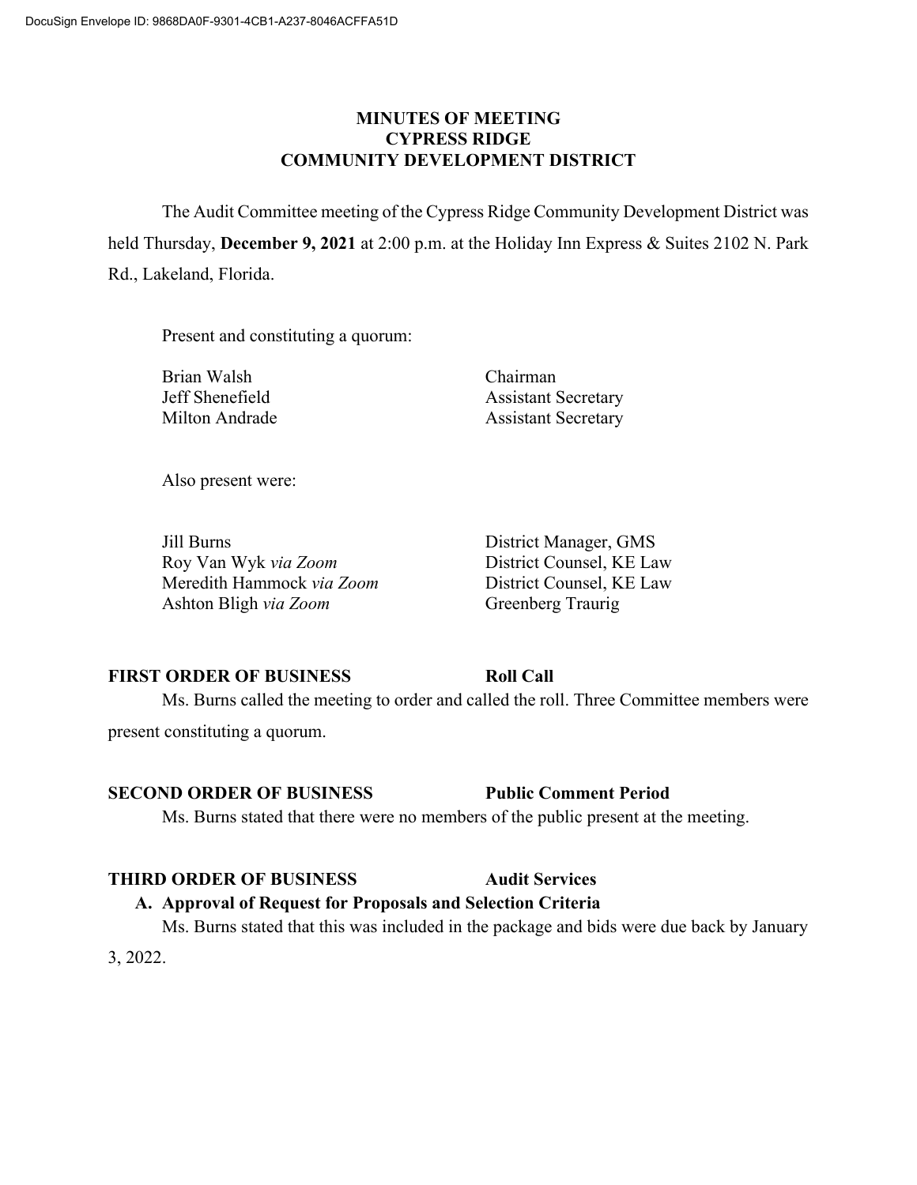DocuSign Envelope ID: 9868DA0F-9301-4CB1-A237-8046ACFFA51D

# MINUTES OF MEETING
# CYPRESS RIDGE
# COMMUNITY DEVELOPMENT DISTRICT

The Audit Committee meeting of the Cypress Ridge Community Development District was held Thursday, **December 9, 2021** at 2:00 p.m. at the Holiday Inn Express & Suites 2102 N. Park Rd., Lakeland, Florida.

Present and constituting a quorum:

| | |
|---|---|
| Brian Walsh | Chairman |
| Jeff Shenefield | Assistant Secretary |
| Milton Andrade | Assistant Secretary |

Also present were:

| | |
|---|---|
| Jill Burns | District Manager, GMS |
| Roy Van Wyk *via Zoom* | District Counsel, KE Law |
| Meredith Hammock *via Zoom* | District Counsel, KE Law |
| Ashton Bligh *via Zoom* | Greenberg Traurig |

**FIRST ORDER OF BUSINESS** **Roll Call**

Ms. Burns called the meeting to order and called the roll. Three Committee members were present constituting a quorum.

**SECOND ORDER OF BUSINESS** **Public Comment Period**

Ms. Burns stated that there were no members of the public present at the meeting.

**THIRD ORDER OF BUSINESS** **Audit Services**

**A. Approval of Request for Proposals and Selection Criteria**

Ms. Burns stated that this was included in the package and bids were due back by January 3, 2022.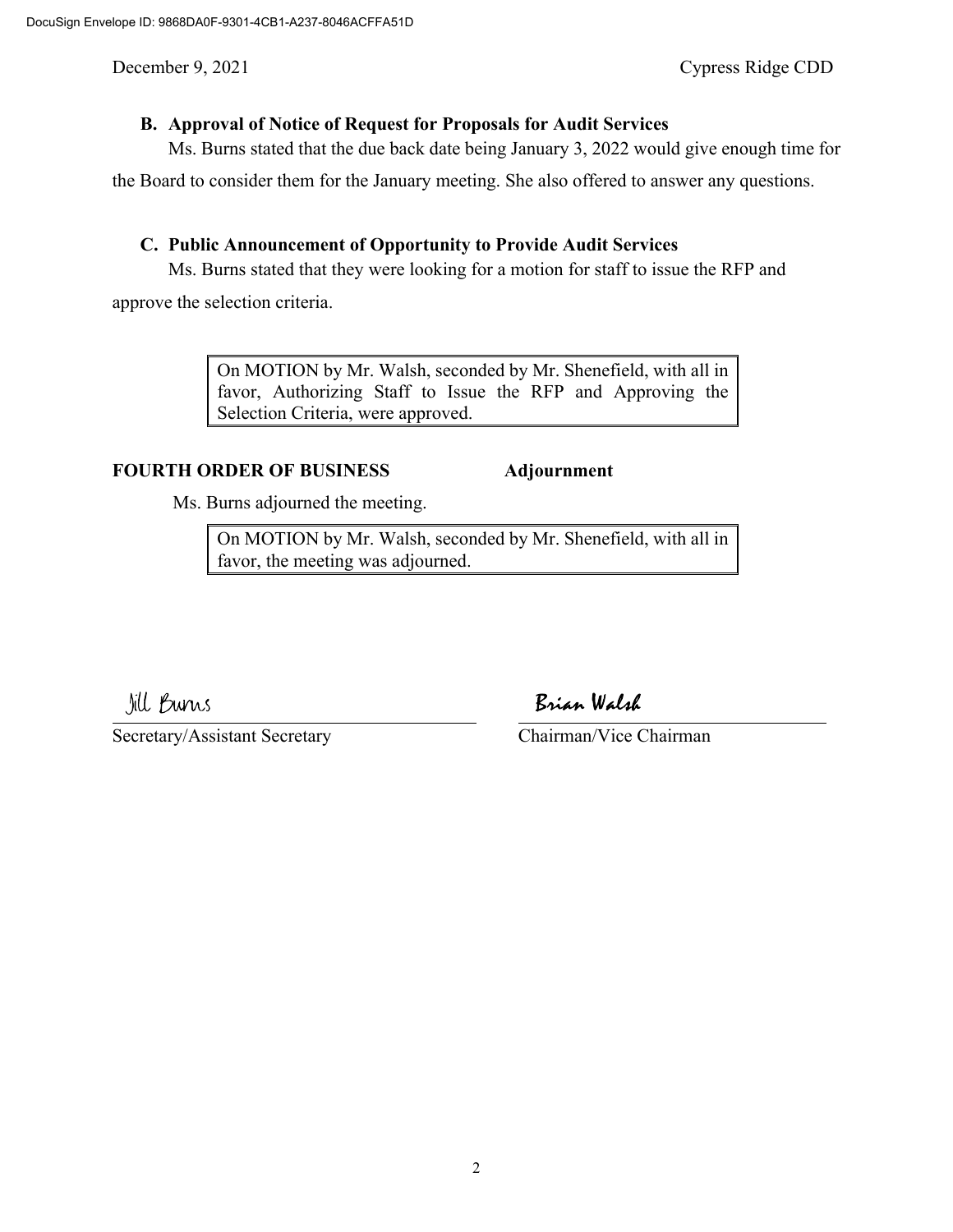**B. Approval of Notice of Request for Proposals for Audit Services**

Ms. Burns stated that the due back date being January 3, 2022 would give enough time for the Board to consider them for the January meeting. She also offered to answer any questions.

**C. Public Announcement of Opportunity to Provide Audit Services**

Ms. Burns stated that they were looking for a motion for staff to issue the RFP and approve the selection criteria.

> On MOTION by Mr. Walsh, seconded by Mr. Shenefield, with all in favor, Authorizing Staff to Issue the RFP and Approving the Selection Criteria, were approved.

**FOURTH ORDER OF BUSINESS** **Adjournment**

Ms. Burns adjourned the meeting.

> On MOTION by Mr. Walsh, seconded by Mr. Shenefield, with all in favor, the meeting was adjourned.

Jill Burns

Secretary/Assistant Secretary

Brian Walsh

Chairman/Vice Chairman